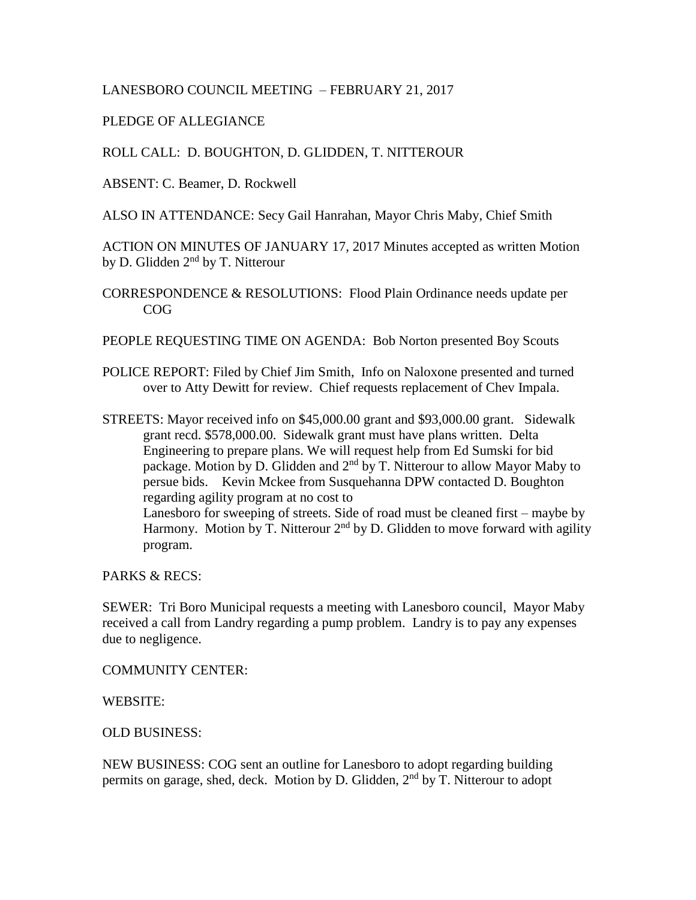LANESBORO COUNCIL MEETING – FEBRUARY 21, 2017

PLEDGE OF ALLEGIANCE

ROLL CALL: D. BOUGHTON, D. GLIDDEN, T. NITTEROUR

ABSENT: C. Beamer, D. Rockwell

ALSO IN ATTENDANCE: Secy Gail Hanrahan, Mayor Chris Maby, Chief Smith

ACTION ON MINUTES OF JANUARY 17, 2017 Minutes accepted as written Motion by D. Glidden 2nd by T. Nitterour

CORRESPONDENCE & RESOLUTIONS: Flood Plain Ordinance needs update per COG

PEOPLE REQUESTING TIME ON AGENDA: Bob Norton presented Boy Scouts

POLICE REPORT: Filed by Chief Jim Smith, Info on Naloxone presented and turned over to Atty Dewitt for review. Chief requests replacement of Chev Impala.

STREETS: Mayor received info on $45,000.00 grant and $93,000.00 grant. Sidewalk grant recd. $578,000.00. Sidewalk grant must have plans written. Delta Engineering to prepare plans. We will request help from Ed Sumski for bid package. Motion by D. Glidden and 2nd by T. Nitterour to allow Mayor Maby to persue bids. Kevin Mckee from Susquehanna DPW contacted D. Boughton regarding agility program at no cost to Lanesboro for sweeping of streets. Side of road must be cleaned first – maybe by Harmony. Motion by T. Nitterour 2nd by D. Glidden to move forward with agility program.

PARKS & RECS:

SEWER: Tri Boro Municipal requests a meeting with Lanesboro council, Mayor Maby received a call from Landry regarding a pump problem. Landry is to pay any expenses due to negligence.

COMMUNITY CENTER:

WEBSITE:

OLD BUSINESS:

NEW BUSINESS: COG sent an outline for Lanesboro to adopt regarding building permits on garage, shed, deck. Motion by D. Glidden, 2nd by T. Nitterour to adopt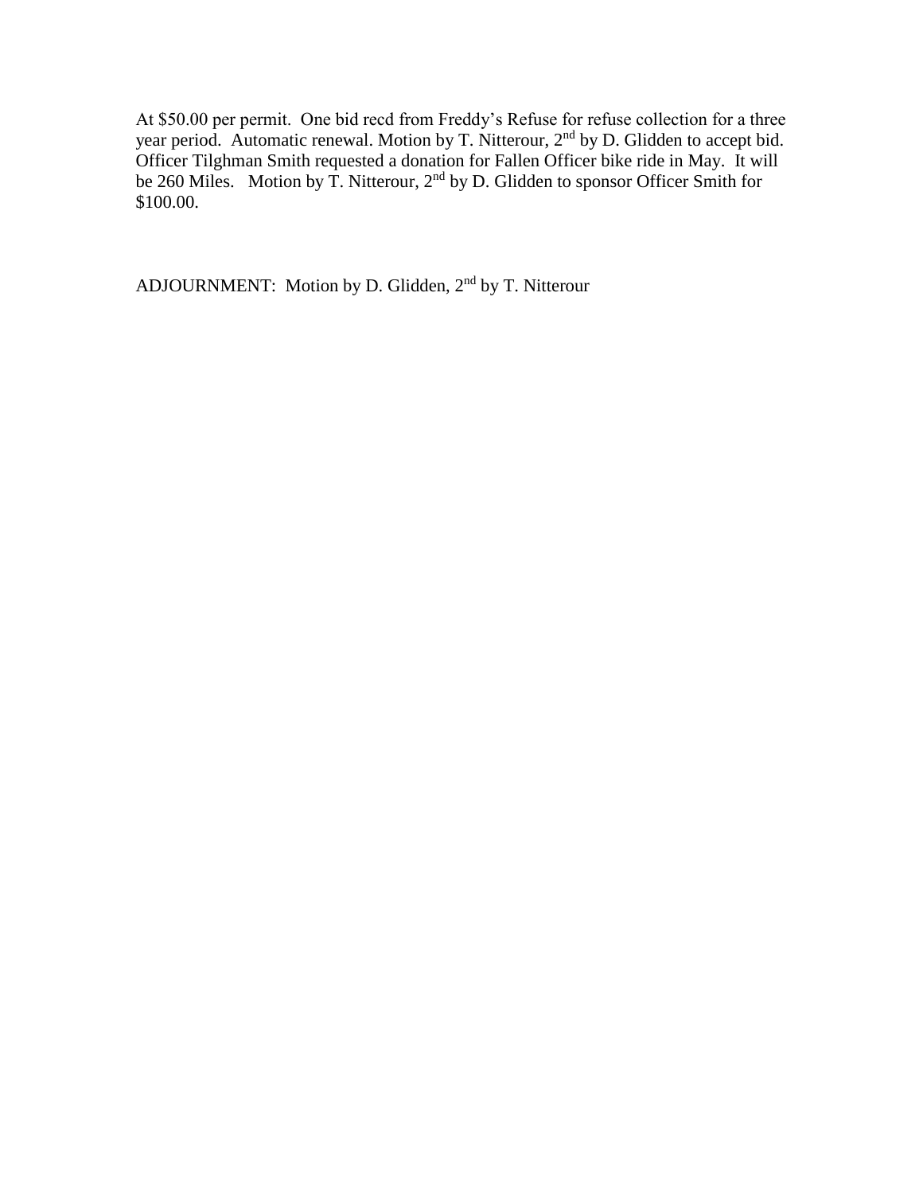At $50.00 per permit. One bid recd from Freddy's Refuse for refuse collection for a three year period. Automatic renewal. Motion by T. Nitterour, 2nd by D. Glidden to accept bid. Officer Tilghman Smith requested a donation for Fallen Officer bike ride in May. It will be 260 Miles. Motion by T. Nitterour, 2nd by D. Glidden to sponsor Officer Smith for $100.00.

ADJOURNMENT: Motion by D. Glidden, 2nd by T. Nitterour